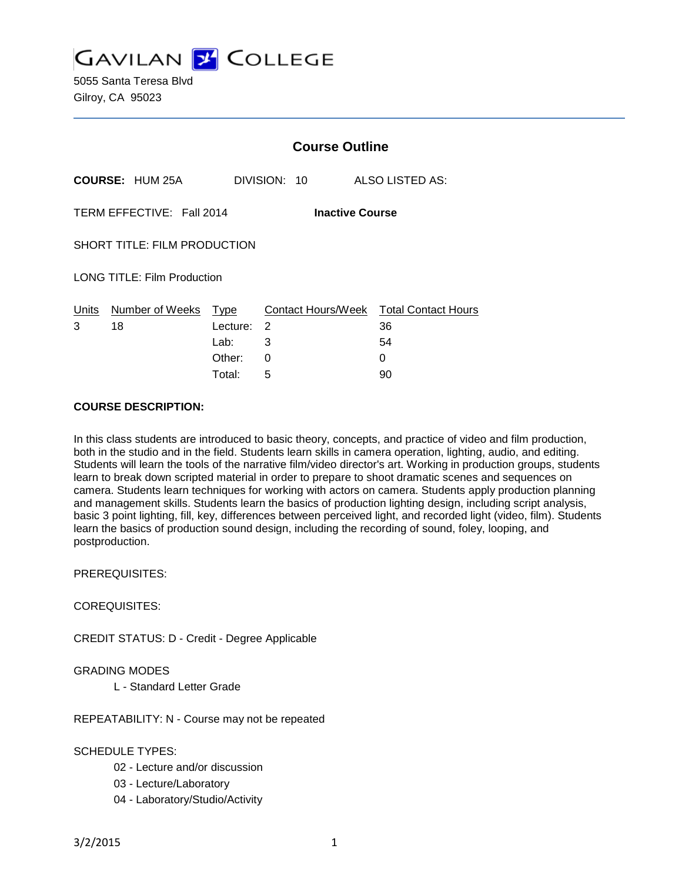# GAVILAN COLLEGE

5055 Santa Teresa Blvd
Gilroy, CA 95023

## Course Outline

**COURSE:** HUM 25A DIVISION: 10 ALSO LISTED AS:

TERM EFFECTIVE: Fall 2014 **Inactive Course**

SHORT TITLE: FILM PRODUCTION

LONG TITLE: Film Production

| Units | Number of Weeks | Type | Contact Hours/Week | Total Contact Hours |
|---|---|---|---|---|
| 3 | 18 | Lecture: | 2 | 36 |
| | | Lab: | 3 | 54 |
| | | Other: | 0 | 0 |
| | | Total: | 5 | 90 |

**COURSE DESCRIPTION:**

In this class students are introduced to basic theory, concepts, and practice of video and film production, both in the studio and in the field. Students learn skills in camera operation, lighting, audio, and editing. Students will learn the tools of the narrative film/video director's art. Working in production groups, students learn to break down scripted material in order to prepare to shoot dramatic scenes and sequences on camera. Students learn techniques for working with actors on camera. Students apply production planning and management skills. Students learn the basics of production lighting design, including script analysis, basic 3 point lighting, fill, key, differences between perceived light, and recorded light (video, film). Students learn the basics of production sound design, including the recording of sound, foley, looping, and postproduction.

PREREQUISITES:

COREQUISITES:

CREDIT STATUS: D - Credit - Degree Applicable

GRADING MODES

L - Standard Letter Grade

REPEATABILITY: N - Course may not be repeated

SCHEDULE TYPES:

02 - Lecture and/or discussion

03 - Lecture/Laboratory

04 - Laboratory/Studio/Activity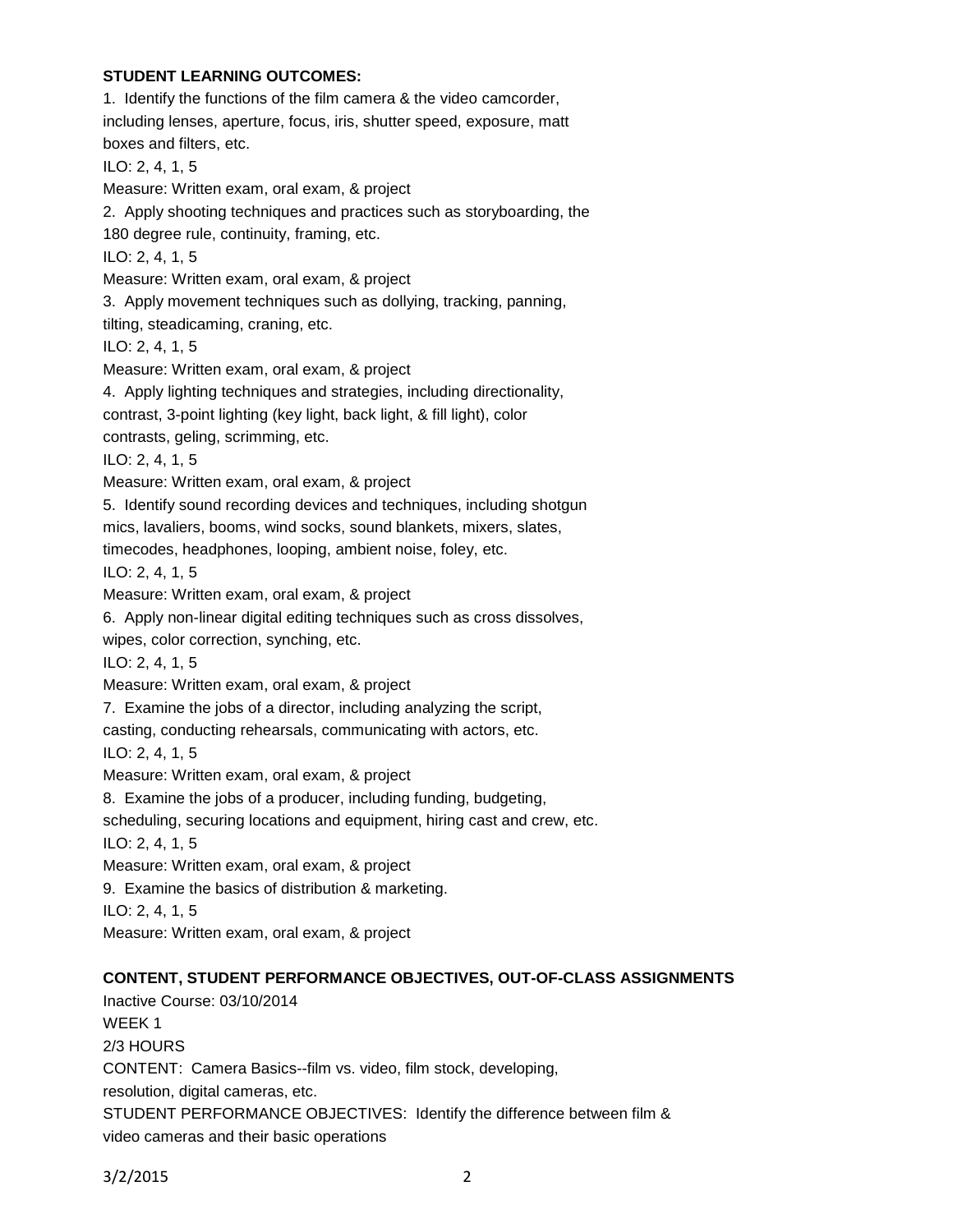**STUDENT LEARNING OUTCOMES:**

1. Identify the functions of the film camera & the video camcorder, including lenses, aperture, focus, iris, shutter speed, exposure, matt boxes and filters, etc.
ILO: 2, 4, 1, 5
Measure: Written exam, oral exam, & project
2. Apply shooting techniques and practices such as storyboarding, the 180 degree rule, continuity, framing, etc.
ILO: 2, 4, 1, 5
Measure: Written exam, oral exam, & project
3. Apply movement techniques such as dollying, tracking, panning, tilting, steadicaming, craning, etc.
ILO: 2, 4, 1, 5
Measure: Written exam, oral exam, & project
4. Apply lighting techniques and strategies, including directionality, contrast, 3-point lighting (key light, back light, & fill light), color contrasts, geling, scrimming, etc.
ILO: 2, 4, 1, 5
Measure: Written exam, oral exam, & project
5. Identify sound recording devices and techniques, including shotgun mics, lavaliers, booms, wind socks, sound blankets, mixers, slates, timecodes, headphones, looping, ambient noise, foley, etc.
ILO: 2, 4, 1, 5
Measure: Written exam, oral exam, & project
6. Apply non-linear digital editing techniques such as cross dissolves, wipes, color correction, synching, etc.
ILO: 2, 4, 1, 5
Measure: Written exam, oral exam, & project
7. Examine the jobs of a director, including analyzing the script, casting, conducting rehearsals, communicating with actors, etc.
ILO: 2, 4, 1, 5
Measure: Written exam, oral exam, & project
8. Examine the jobs of a producer, including funding, budgeting, scheduling, securing locations and equipment, hiring cast and crew, etc.
ILO: 2, 4, 1, 5
Measure: Written exam, oral exam, & project
9. Examine the basics of distribution & marketing.
ILO: 2, 4, 1, 5
Measure: Written exam, oral exam, & project

**CONTENT, STUDENT PERFORMANCE OBJECTIVES, OUT-OF-CLASS ASSIGNMENTS**

Inactive Course: 03/10/2014
WEEK 1
2/3 HOURS
CONTENT: Camera Basics--film vs. video, film stock, developing, resolution, digital cameras, etc.
STUDENT PERFORMANCE OBJECTIVES: Identify the difference between film & video cameras and their basic operations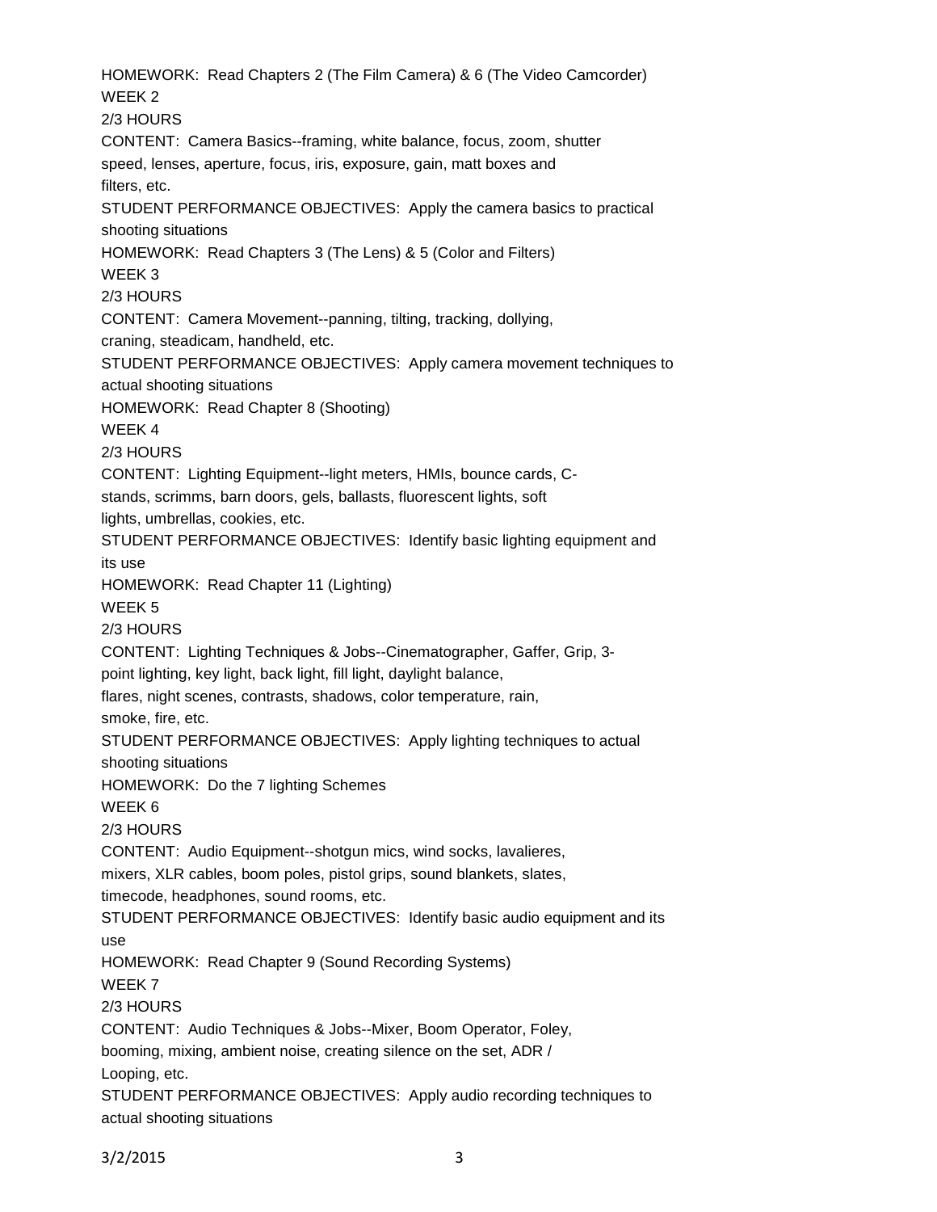HOMEWORK: Read Chapters 2 (The Film Camera) & 6 (The Video Camcorder)

WEEK 2

2/3 HOURS

CONTENT: Camera Basics--framing, white balance, focus, zoom, shutter speed, lenses, aperture, focus, iris, exposure, gain, matt boxes and filters, etc.

STUDENT PERFORMANCE OBJECTIVES: Apply the camera basics to practical shooting situations

HOMEWORK: Read Chapters 3 (The Lens) & 5 (Color and Filters)

WEEK 3

2/3 HOURS

CONTENT: Camera Movement--panning, tilting, tracking, dollying, craning, steadicam, handheld, etc.

STUDENT PERFORMANCE OBJECTIVES: Apply camera movement techniques to actual shooting situations

HOMEWORK: Read Chapter 8 (Shooting)

WEEK 4

2/3 HOURS

CONTENT: Lighting Equipment--light meters, HMIs, bounce cards, C-stands, scrimms, barn doors, gels, ballasts, fluorescent lights, soft lights, umbrellas, cookies, etc.

STUDENT PERFORMANCE OBJECTIVES: Identify basic lighting equipment and its use

HOMEWORK: Read Chapter 11 (Lighting)

WEEK 5

2/3 HOURS

CONTENT: Lighting Techniques & Jobs--Cinematographer, Gaffer, Grip, 3-point lighting, key light, back light, fill light, daylight balance, flares, night scenes, contrasts, shadows, color temperature, rain, smoke, fire, etc.

STUDENT PERFORMANCE OBJECTIVES: Apply lighting techniques to actual shooting situations

HOMEWORK: Do the 7 lighting Schemes

WEEK 6

2/3 HOURS

CONTENT: Audio Equipment--shotgun mics, wind socks, lavalieres, mixers, XLR cables, boom poles, pistol grips, sound blankets, slates, timecode, headphones, sound rooms, etc.

STUDENT PERFORMANCE OBJECTIVES: Identify basic audio equipment and its use

HOMEWORK: Read Chapter 9 (Sound Recording Systems)

WEEK 7

2/3 HOURS

CONTENT: Audio Techniques & Jobs--Mixer, Boom Operator, Foley, booming, mixing, ambient noise, creating silence on the set, ADR / Looping, etc.

STUDENT PERFORMANCE OBJECTIVES: Apply audio recording techniques to actual shooting situations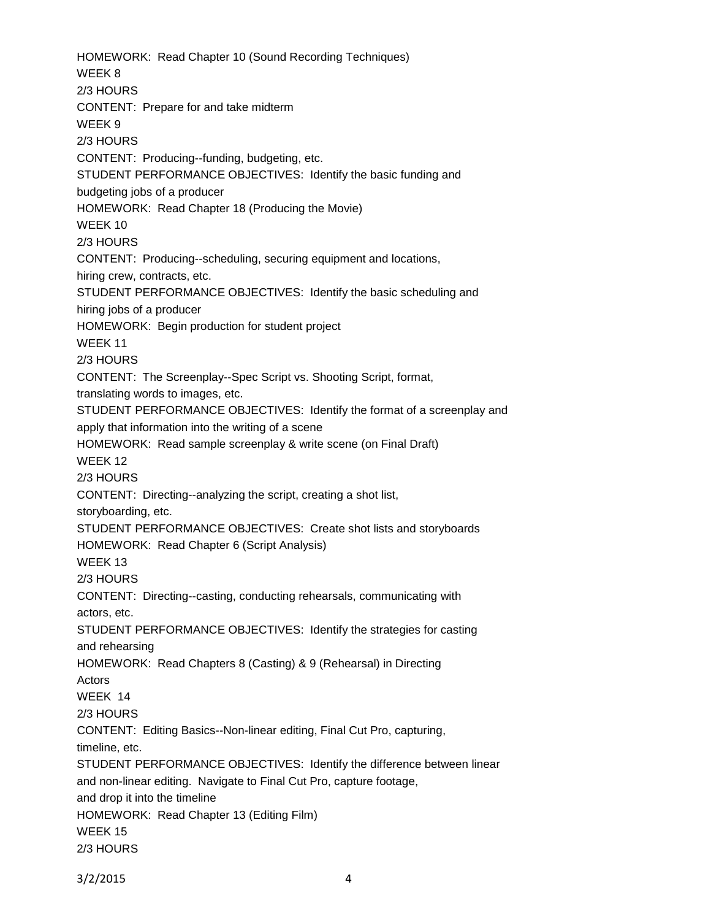HOMEWORK: Read Chapter 10 (Sound Recording Techniques)
WEEK 8
2/3 HOURS
CONTENT: Prepare for and take midterm
WEEK 9
2/3 HOURS
CONTENT: Producing--funding, budgeting, etc.
STUDENT PERFORMANCE OBJECTIVES: Identify the basic funding and budgeting jobs of a producer
HOMEWORK: Read Chapter 18 (Producing the Movie)
WEEK 10
2/3 HOURS
CONTENT: Producing--scheduling, securing equipment and locations, hiring crew, contracts, etc.
STUDENT PERFORMANCE OBJECTIVES: Identify the basic scheduling and hiring jobs of a producer
HOMEWORK: Begin production for student project
WEEK 11
2/3 HOURS
CONTENT: The Screenplay--Spec Script vs. Shooting Script, format, translating words to images, etc.
STUDENT PERFORMANCE OBJECTIVES: Identify the format of a screenplay and apply that information into the writing of a scene
HOMEWORK: Read sample screenplay & write scene (on Final Draft)
WEEK 12
2/3 HOURS
CONTENT: Directing--analyzing the script, creating a shot list, storyboarding, etc.
STUDENT PERFORMANCE OBJECTIVES: Create shot lists and storyboards
HOMEWORK: Read Chapter 6 (Script Analysis)
WEEK 13
2/3 HOURS
CONTENT: Directing--casting, conducting rehearsals, communicating with actors, etc.
STUDENT PERFORMANCE OBJECTIVES: Identify the strategies for casting and rehearsing
HOMEWORK: Read Chapters 8 (Casting) & 9 (Rehearsal) in Directing Actors
WEEK 14
2/3 HOURS
CONTENT: Editing Basics--Non-linear editing, Final Cut Pro, capturing, timeline, etc.
STUDENT PERFORMANCE OBJECTIVES: Identify the difference between linear and non-linear editing. Navigate to Final Cut Pro, capture footage, and drop it into the timeline
HOMEWORK: Read Chapter 13 (Editing Film)
WEEK 15
2/3 HOURS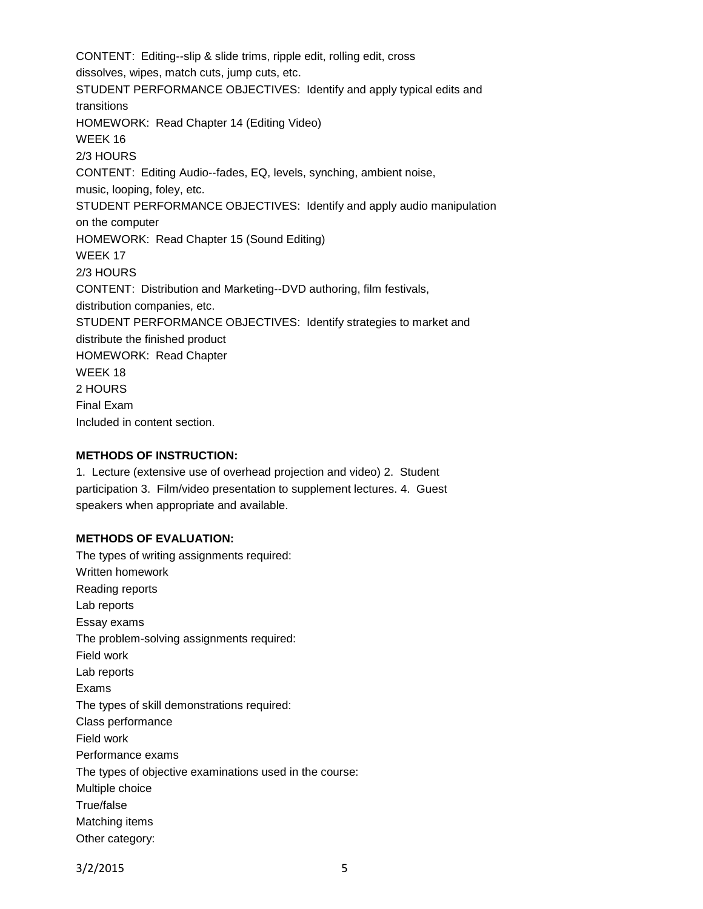CONTENT: Editing--slip & slide trims, ripple edit, rolling edit, cross dissolves, wipes, match cuts, jump cuts, etc.
STUDENT PERFORMANCE OBJECTIVES: Identify and apply typical edits and transitions
HOMEWORK: Read Chapter 14 (Editing Video)
WEEK 16
2/3 HOURS
CONTENT: Editing Audio--fades, EQ, levels, synching, ambient noise, music, looping, foley, etc.
STUDENT PERFORMANCE OBJECTIVES: Identify and apply audio manipulation on the computer
HOMEWORK: Read Chapter 15 (Sound Editing)
WEEK 17
2/3 HOURS
CONTENT: Distribution and Marketing--DVD authoring, film festivals, distribution companies, etc.
STUDENT PERFORMANCE OBJECTIVES: Identify strategies to market and distribute the finished product
HOMEWORK: Read Chapter
WEEK 18
2 HOURS
Final Exam
Included in content section.

**METHODS OF INSTRUCTION:**

1. Lecture (extensive use of overhead projection and video) 2. Student participation 3. Film/video presentation to supplement lectures. 4. Guest speakers when appropriate and available.

**METHODS OF EVALUATION:**

The types of writing assignments required:
Written homework
Reading reports
Lab reports
Essay exams
The problem-solving assignments required:
Field work
Lab reports
Exams
The types of skill demonstrations required:
Class performance
Field work
Performance exams
The types of objective examinations used in the course:
Multiple choice
True/false
Matching items
Other category: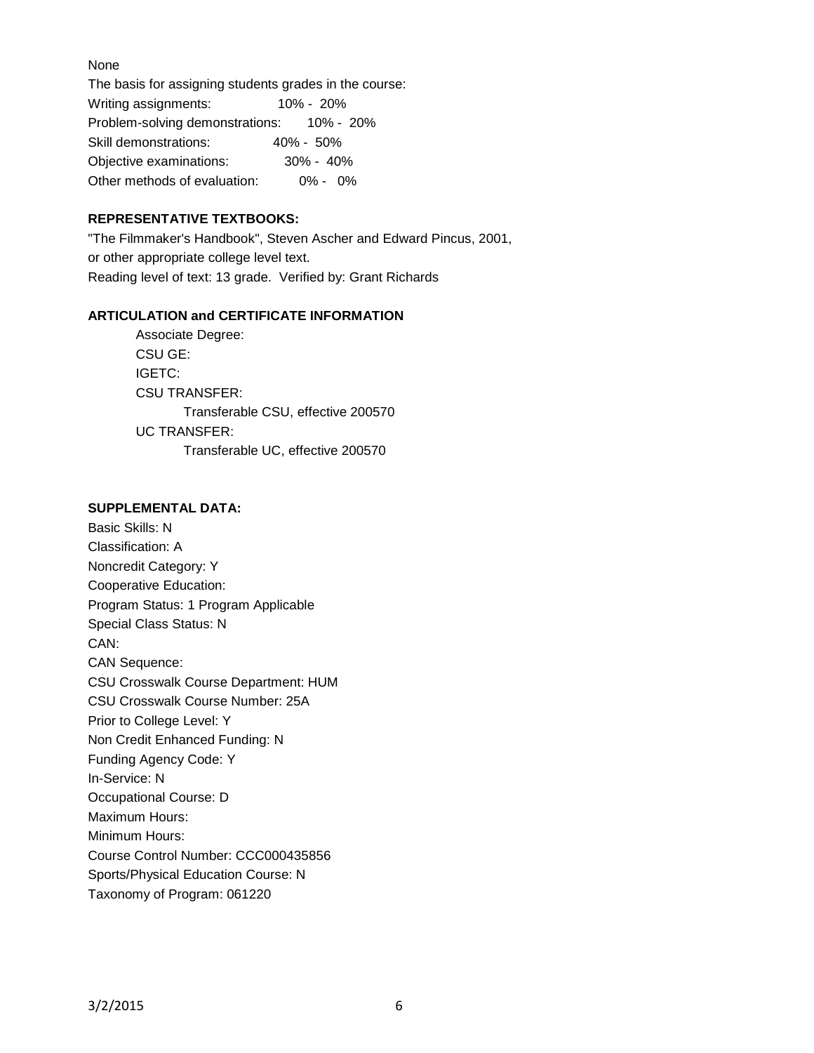None

The basis for assigning students grades in the course:

| | |
|---|---|
| Writing assignments: | 10% - 20% |
| Problem-solving demonstrations: | 10% - 20% |
| Skill demonstrations: | 40% - 50% |
| Objective examinations: | 30% - 40% |
| Other methods of evaluation: | 0% - 0% |

**REPRESENTATIVE TEXTBOOKS:**

"The Filmmaker's Handbook", Steven Ascher and Edward Pincus, 2001,
or other appropriate college level text.
Reading level of text: 13 grade. Verified by: Grant Richards

**ARTICULATION and CERTIFICATE INFORMATION**

Associate Degree:
CSU GE:
IGETC:
CSU TRANSFER:
Transferable CSU, effective 200570
UC TRANSFER:
Transferable UC, effective 200570

**SUPPLEMENTAL DATA:**

Basic Skills: N
Classification: A
Noncredit Category: Y
Cooperative Education:
Program Status: 1 Program Applicable
Special Class Status: N
CAN:
CAN Sequence:
CSU Crosswalk Course Department: HUM
CSU Crosswalk Course Number: 25A
Prior to College Level: Y
Non Credit Enhanced Funding: N
Funding Agency Code: Y
In-Service: N
Occupational Course: D
Maximum Hours:
Minimum Hours:
Course Control Number: CCC000435856
Sports/Physical Education Course: N
Taxonomy of Program: 061220